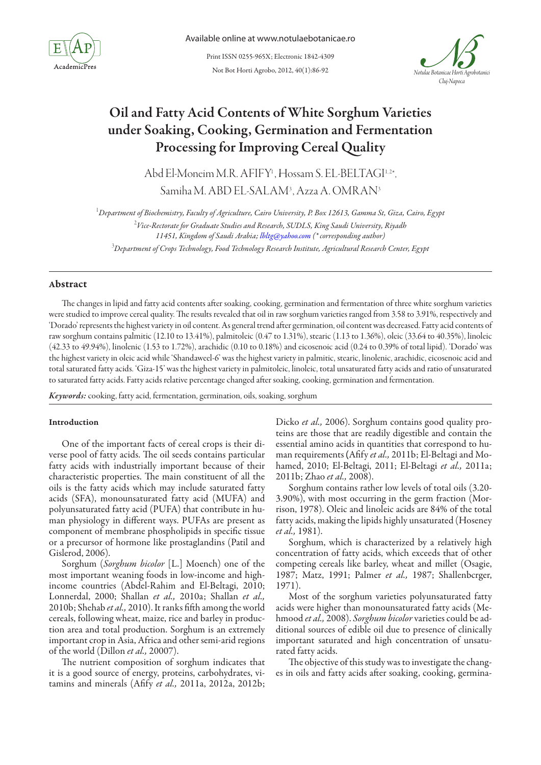# Oil and Fatty Acid Contents of White Sorghum Varieties under Soaking, Cooking, Germination and Fermentation Processing for Improving Cereal Quality

Abd El-Moneim M.R. AFIFY[1], Hossam S. EL-BELTAGI[1,2*], Samiha M. ABD EL-SALAM[3], Azza A. OMRAN[3]

[1]*Department of Biochemistry, Faculty of Agriculture, Cairo University, P. Box 12613, Gamma St, Giza, Cairo, Egypt*
[2]*Vice-Rectorate for Graduate Studies and Research, SUDLS, King Saudi University, Riyadh 11451, Kingdom of Saudi Arabia; lbltg@yahoo.com (* corresponding author)*
[3]*Department of Crops Technology, Food Technology Research Institute, Agricultural Research Center, Egypt*

## Abstract

The changes in lipid and fatty acid contents after soaking, cooking, germination and fermentation of three white sorghum varieties were studied to improve cereal quality. The results revealed that oil in raw sorghum varieties ranged from 3.58 to 3.91%, respectively and 'Dorado' represents the highest variety in oil content. As general trend after germination, oil content was decreased. Fatty acid contents of raw sorghum contains palmitic (12.10 to 13.41%), palmitoleic (0.47 to 1.31%), stearic (1.13 to 1.36%), oleic (33.64 to 40.35%), linoleic (42.33 to 49.94%), linolenic (1.53 to 1.72%), arachidic (0.10 to 0.18%) and eicosenoic acid (0.24 to 0.39% of total lipid). 'Dorado' was the highest variety in oleic acid while 'Shandaweel-6' was the highest variety in palmitic, stearic, linolenic, arachidic, eicosenoic acid and total saturated fatty acids. 'Giza-15' was the highest variety in palmitoleic, linoleic, total unsaturated fatty acids and ratio of unsaturated to saturated fatty acids. Fatty acids relative percentage changed after soaking, cooking, germination and fermentation.

***Keywords:*** cooking, fatty acid, fermentation, germination, oils, soaking, sorghum

## Introduction

One of the important facts of cereal crops is their diverse pool of fatty acids. The oil seeds contains particular fatty acids with industrially important because of their characteristic properties. The main constituent of all the oils is the fatty acids which may include saturated fatty acids (SFA), monounsaturated fatty acid (MUFA) and polyunsaturated fatty acid (PUFA) that contribute in human physiology in different ways. PUFAs are present as component of membrane phospholipids in specific tissue or a precursor of hormone like prostaglandins (Patil and Gislerod, 2006).

Sorghum (*Sorghum bicolor* [L.] Moench) one of the most important weaning foods in low-income and high-income countries (Abdel-Rahim and El-Beltagi, 2010; Lonnerdal, 2000; Shallan *et al.,* 2010a; Shallan *et al.,* 2010b; Shehab *et al.,* 2010). It ranks fifth among the world cereals, following wheat, maize, rice and barley in production area and total production. Sorghum is an extremely important crop in Asia, Africa and other semi-arid regions of the world (Dillon *et al.,* 20007).

The nutrient composition of sorghum indicates that it is a good source of energy, proteins, carbohydrates, vitamins and minerals (Afify *et al.,* 2011a, 2012a, 2012b; Dicko *et al.,* 2006). Sorghum contains good quality proteins are those that are readily digestible and contain the essential amino acids in quantities that correspond to human requirements (Afify *et al.,* 2011b; El-Beltagi and Mohamed, 2010; El-Beltagi, 2011; El-Beltagi *et al.,* 2011a; 2011b; Zhao *et al.,* 2008).

Sorghum contains rather low levels of total oils (3.20-3.90%), with most occurring in the germ fraction (Morrison, 1978). Oleic and linoleic acids are 84% of the total fatty acids, making the lipids highly unsaturated (Hoseney *et al.,* 1981).

Sorghum, which is characterized by a relatively high concentration of fatty acids, which exceeds that of other competing cereals like barley, wheat and millet (Osagie, 1987; Matz, 1991; Palmer *et al.,* 1987; Shallenbcrger, 1971).

Most of the sorghum varieties polyunsaturated fatty acids were higher than monounsaturated fatty acids (Mehmood *et al.,* 2008). *Sorghum bicolor* varieties could be additional sources of edible oil due to presence of clinically important saturated and high concentration of unsaturated fatty acids.

The objective of this study was to investigate the changes in oils and fatty acids after soaking, cooking, germina-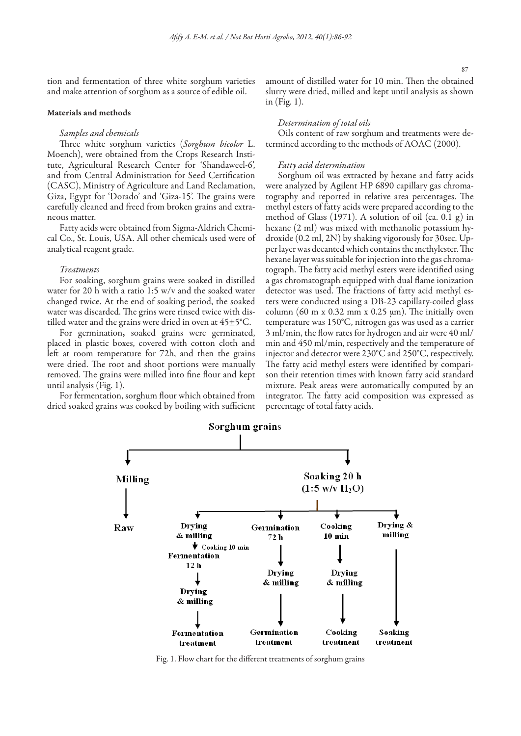tion and fermentation of three white sorghum varieties and make attention of sorghum as a source of edible oil.

## Materials and methods

### *Samples and chemicals*

Three white sorghum varieties (*Sorghum bicolor* L. Moench), were obtained from the Crops Research Institute, Agricultural Research Center for 'Shandaweel-6', and from Central Administration for Seed Certification (CASC), Ministry of Agriculture and Land Reclamation, Giza, Egypt for 'Dorado' and 'Giza-15'. The grains were carefully cleaned and freed from broken grains and extraneous matter.

Fatty acids were obtained from Sigma-Aldrich Chemical Co., St. Louis, USA. All other chemicals used were of analytical reagent grade.

### *Treatments*

For soaking, sorghum grains were soaked in distilled water for 20 h with a ratio 1:5 w/v and the soaked water changed twice. At the end of soaking period, the soaked water was discarded. The grins were rinsed twice with distilled water and the grains were dried in oven at 45±5°C.

For germination**,** soaked grains were germinated, placed in plastic boxes, covered with cotton cloth and left at room temperature for 72h, and then the grains were dried. The root and shoot portions were manually removed. The grains were milled into fine flour and kept until analysis (Fig. 1).

For fermentation, sorghum flour which obtained from dried soaked grains was cooked by boiling with sufficient amount of distilled water for 10 min. Then the obtained slurry were dried, milled and kept until analysis as shown in (Fig. 1).

### *Determination of total oils*

Oils content of raw sorghum and treatments were determined according to the methods of AOAC (2000).

### *Fatty acid determination*

Sorghum oil was extracted by hexane and fatty acids were analyzed by Agilent HP 6890 capillary gas chromatography and reported in relative area percentages. The methyl esters of fatty acids were prepared according to the method of Glass (1971). A solution of oil (ca. 0.1 g) in hexane (2 ml) was mixed with methanolic potassium hydroxide (0.2 ml, 2N) by shaking vigorously for 30sec. Upper layer was decanted which contains the methylester. The hexane layer was suitable for injection into the gas chromatograph. The fatty acid methyl esters were identified using a gas chromatograph equipped with dual flame ionization detector was used. The fractions of fatty acid methyl esters were conducted using a DB-23 capillary-coiled glass column (60 m x 0.32 mm x 0.25 μm). The initially oven temperature was 150°C, nitrogen gas was used as a carrier 3 ml/min, the flow rates for hydrogen and air were 40 ml/min and 450 ml/min, respectively and the temperature of injector and detector were 230°C and 250°C, respectively. The fatty acid methyl esters were identified by comparison their retention times with known fatty acid standard mixture. Peak areas were automatically computed by an integrator. The fatty acid composition was expressed as percentage of total fatty acids.

Sorghum grains

Milling

Raw

Soaking 20 h
(1:5 w/v $H_2O$)

Drying & milling

Cooking 10 min

Fermentation 12 h

Drying & milling

Fermentation treatment

Germination 72 h

Drying & milling

Germination treatment

Cooking 10 min

Drying & milling

Cooking treatment

Drying & milling

Soaking treatment

Fig. 1. Flow chart for the different treatments of sorghum grains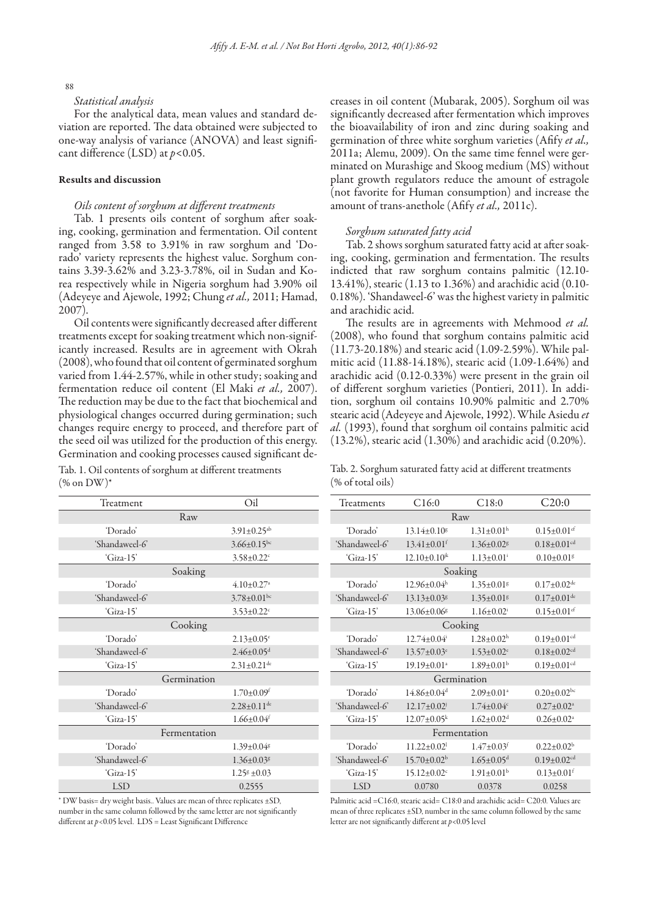### *Statistical analysis*

For the analytical data, mean values and standard deviation are reported. The data obtained were subjected to one-way analysis of variance (ANOVA) and least significant difference (LSD) at $p<0.05$.

## Results and discussion

### *Oils content of sorghum at different treatments*

Tab. 1 presents oils content of sorghum after soaking, cooking, germination and fermentation. Oil content ranged from 3.58 to 3.91% in raw sorghum and 'Dorado' variety represents the highest value. Sorghum contains 3.39-3.62% and 3.23-3.78%, oil in Sudan and Korea respectively while in Nigeria sorghum had 3.90% oil (Adeyeye and Ajewole, 1992; Chung *et al.,* 2011; Hamad, 2007).

Oil contents were significantly decreased after different treatments except for soaking treatment which non-significantly increased. Results are in agreement with Okrah (2008), who found that oil content of germinated sorghum varied from 1.44-2.57%, while in other study; soaking and fermentation reduce oil content (El Maki *et al.,* 2007). The reduction may be due to the fact that biochemical and physiological changes occurred during germination; such changes require energy to proceed, and therefore part of the seed oil was utilized for the production of this energy. Germination and cooking processes caused significant decreases in oil content (Mubarak, 2005). Sorghum oil was significantly decreased after fermentation which improves the bioavailability of iron and zinc during soaking and germination of three white sorghum varieties (Afify *et al.,* 2011a; Alemu, 2009). On the same time fennel were germinated on Murashige and Skoog medium (MS) without plant growth regulators reduce the amount of estragole (not favorite for Human consumption) and increase the amount of trans-anethole (Afify *et al.,* 2011c).

Tab. 1. Oil contents of sorghum at different treatments (% on DW)*

| Treatment | Oil |
|---|---|
| **Raw** | |
| 'Dorado' | $3.91\pm0.25^{ab}$ |
| 'Shandaweel-6' | $3.66\pm0.15^{bc}$ |
| 'Giza-15' | $3.58\pm0.22^{c}$ |
| **Soaking** | |
| 'Dorado' | $4.10\pm0.27^{a}$ |
| 'Shandaweel-6' | $3.78\pm0.01^{bc}$ |
| 'Giza-15' | $3.53\pm0.22^{c}$ |
| **Cooking** | |
| 'Dorado' | $2.13\pm0.05^{e}$ |
| 'Shandaweel-6' | $2.46\pm0.05^{d}$ |
| 'Giza-15' | $2.31\pm0.21^{de}$ |
| **Germination** | |
| 'Dorado' | $1.70\pm0.09^{f}$ |
| 'Shandaweel-6' | $2.28\pm0.11^{de}$ |
| 'Giza-15' | $1.66\pm0.04^{f}$ |
| **Fermentation** | |
| 'Dorado' | $1.39\pm0.04^{g}$ |
| 'Shandaweel-6' | $1.36\pm0.03^{g}$ |
| 'Giza-15' | $1.25^{g}\pm0.03$ |
| LSD | 0.2555 |

* DW basis= dry weight basis.. Values are mean of three replicates ±SD, number in the same column followed by the same letter are not significantly different at $p<0.05$ level. LDS = Least Significant Difference

### *Sorghum saturated fatty acid*

Tab. 2 shows sorghum saturated fatty acid at after soaking, cooking, germination and fermentation. The results indicted that raw sorghum contains palmitic (12.10-13.41%), stearic (1.13 to 1.36%) and arachidic acid (0.10-0.18%). 'Shandaweel-6' was the highest variety in palmitic and arachidic acid.

The results are in agreements with Mehmood *et al.* (2008), who found that sorghum contains palmitic acid (11.73-20.18%) and stearic acid (1.09-2.59%). While palmitic acid (11.88-14.18%), stearic acid (1.09-1.64%) and arachidic acid (0.12-0.33%) were present in the grain oil of different sorghum varieties (Pontieri, 2011). In addition, sorghum oil contains 10.90% palmitic and 2.70% stearic acid (Adeyeye and Ajewole, 1992). While Asiedu *et al.* (1993), found that sorghum oil contains palmitic acid (13.2%), stearic acid (1.30%) and arachidic acid (0.20%).

Tab. 2. Sorghum saturated fatty acid at different treatments (% of total oils)

| Treatments | C16:0 | C18:0 | C20:0 |
|---|---|---|---|
| **Raw** | | | |
| 'Dorado' | $13.14\pm0.10^{g}$ | $1.31\pm0.01^{h}$ | $0.15\pm0.01^{ef}$ |
| 'Shandaweel-6' | $13.41\pm0.01^{f}$ | $1.36\pm0.02^{g}$ | $0.18\pm0.01^{cd}$ |
| 'Giza-15' | $12.10\pm0.10^{jk}$ | $1.13\pm0.01^{i}$ | $0.10\pm0.01^{g}$ |
| **Soaking** | | | |
| 'Dorado' | $12.96\pm0.04^{h}$ | $1.35\pm0.01^{g}$ | $0.17\pm0.02^{de}$ |
| 'Shandaweel-6' | $13.13\pm0.03^{g}$ | $1.35\pm0.01^{g}$ | $0.17\pm0.01^{de}$ |
| 'Giza-15' | $13.06\pm0.06^{g}$ | $1.16\pm0.02^{i}$ | $0.15\pm0.01^{ef}$ |
| **Cooking** | | | |
| 'Dorado' | $12.74\pm0.04^{i}$ | $1.28\pm0.02^{h}$ | $0.19\pm0.01^{cd}$ |
| 'Shandaweel-6' | $13.57\pm0.03^{e}$ | $1.53\pm0.02^{e}$ | $0.18\pm0.02^{cd}$ |
| 'Giza-15' | $19.19\pm0.01^{a}$ | $1.89\pm0.01^{b}$ | $0.19\pm0.01^{cd}$ |
| **Germination** | | | |
| 'Dorado' | $14.86\pm0.04^{d}$ | $2.09\pm0.01^{a}$ | $0.20\pm0.02^{bc}$ |
| 'Shandaweel-6' | $12.17\pm0.02^{j}$ | $1.74\pm0.04^{c}$ | $0.27\pm0.02^{a}$ |
| 'Giza-15' | $12.07\pm0.05^{k}$ | $1.62\pm0.02^{d}$ | $0.26\pm0.02^{a}$ |
| **Fermentation** | | | |
| 'Dorado' | $11.22\pm0.02^{l}$ | $1.47\pm0.03^{f}$ | $0.22\pm0.02^{b}$ |
| 'Shandaweel-6' | $15.70\pm0.02^{b}$ | $1.65\pm0.05^{d}$ | $0.19\pm0.02^{cd}$ |
| 'Giza-15' | $15.12\pm0.02^{c}$ | $1.91\pm0.01^{b}$ | $0.13\pm0.01^{f}$ |
| LSD | 0.0780 | 0.0378 | 0.0258 |

Palmitic acid =C16:0, stearic acid= C18:0 and arachidic acid= C20:0. Values are mean of three replicates ±SD, number in the same column followed by the same letter are not significantly different at $p<0.05$ level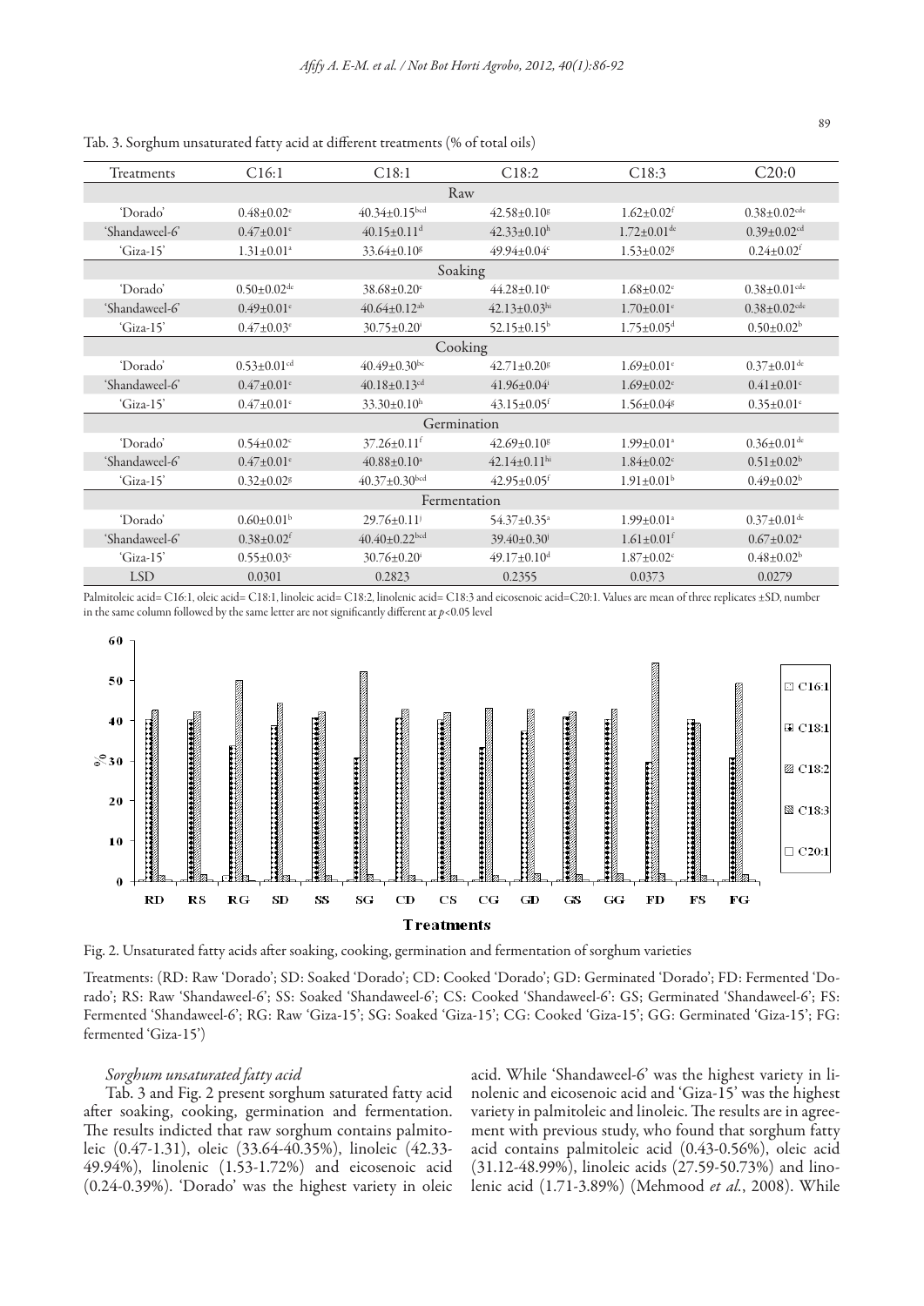Tab. 3. Sorghum unsaturated fatty acid at different treatments (% of total oils)

| Treatments | C16:1 | C18:1 | C18:2 | C18:3 | C20:0 |
|---|---|---|---|---|---|
| Raw | | | | | |
| 'Dorado' | 0.48±0.02[e] | 40.34±0.15[bcd] | 42.58±0.10[g] | 1.62±0.02[f] | 0.38±0.02[cde] |
| 'Shandaweel-6' | 0.47±0.01[e] | 40.15±0.11[d] | 42.33±0.10[h] | 1.72±0.01[de] | 0.39±0.02[cd] |
| 'Giza-15' | 1.31±0.01[a] | 33.64±0.10[g] | 49.94±0.04[c] | 1.53±0.02[g] | 0.24±0.02[f] |
| Soaking | | | | | |
| 'Dorado' | 0.50±0.02[de] | 38.68±0.20[e] | 44.28±0.10[e] | 1.68±0.02[e] | 0.38±0.01[cde] |
| 'Shandaweel-6' | 0.49±0.01[e] | 40.64±0.12[ab] | 42.13±0.03[hi] | 1.70±0.01[e] | 0.38±0.02[cde] |
| 'Giza-15' | 0.47±0.03[e] | 30.75±0.20[i] | 52.15±0.15[b] | 1.75±0.05[d] | 0.50±0.02[b] |
| Cooking | | | | | |
| 'Dorado' | 0.53±0.01[cd] | 40.49±0.30[bc] | 42.71±0.20[g] | 1.69±0.01[e] | 0.37±0.01[de] |
| 'Shandaweel-6' | 0.47±0.01[e] | 40.18±0.13[cd] | 41.96±0.04[i] | 1.69±0.02[e] | 0.41±0.01[c] |
| 'Giza-15' | 0.47±0.01[e] | 33.30±0.10[h] | 43.15±0.05[f] | 1.56±0.04[g] | 0.35±0.01[e] |
| Germination | | | | | |
| 'Dorado' | 0.54±0.02[c] | 37.26±0.11[f] | 42.69±0.10[g] | 1.99±0.01[a] | 0.36±0.01[de] |
| 'Shandaweel-6' | 0.47±0.01[e] | 40.88±0.10[a] | 42.14±0.11[hi] | 1.84±0.02[c] | 0.51±0.02[b] |
| 'Giza-15' | 0.32±0.02[g] | 40.37±0.30[bcd] | 42.95±0.05[f] | 1.91±0.01[b] | 0.49±0.02[b] |
| Fermentation | | | | | |
| 'Dorado' | 0.60±0.01[b] | 29.76±0.11[j] | 54.37±0.35[a] | 1.99±0.01[a] | 0.37±0.01[de] |
| 'Shandaweel-6' | 0.38±0.02[f] | 40.40±0.22[bcd] | 39.40±0.30[j] | 1.61±0.01[f] | 0.67±0.02[a] |
| 'Giza-15' | 0.55±0.03[c] | 30.76±0.20[i] | 49.17±0.10[d] | 1.87±0.02[c] | 0.48±0.02[b] |
| LSD | 0.0301 | 0.2823 | 0.2355 | 0.0373 | 0.0279 |

Palmitoleic acid= C16:1, oleic acid= C18:1, linoleic acid= C18:2, linolenic acid= C18:3 and eicosenoic acid=C20:1. Values are mean of three replicates ±SD, number in the same column followed by the same letter are not significantly different at $p$<0.05 level

60
50
40
30
20
10
0
%
RD RS RG SD SS SG CD CS CG GD GS GG FD FS FG
Treatments
C16:1
C18:1
C18:2
C18:3
C20:1

Fig. 2. Unsaturated fatty acids after soaking, cooking, germination and fermentation of sorghum varieties

Treatments: (RD: Raw 'Dorado'; SD: Soaked 'Dorado'; CD: Cooked 'Dorado'; GD: Germinated 'Dorado'; FD: Fermented 'Dorado'; RS: Raw 'Shandaweel-6'; SS: Soaked 'Shandaweel-6'; CS: Cooked 'Shandaweel-6': GS; Germinated 'Shandaweel-6'; FS: Fermented 'Shandaweel-6'; RG: Raw 'Giza-15'; SG: Soaked 'Giza-15'; CG: Cooked 'Giza-15'; GG: Germinated 'Giza-15'; FG: fermented 'Giza-15')

### *Sorghum unsaturated fatty acid*

Tab. 3 and Fig. 2 present sorghum saturated fatty acid after soaking, cooking, germination and fermentation. The results indicted that raw sorghum contains palmitoleic (0.47-1.31), oleic (33.64-40.35%), linoleic (42.33-49.94%), linolenic (1.53-1.72%) and eicosenoic acid (0.24-0.39%). 'Dorado' was the highest variety in oleic acid. While 'Shandaweel-6' was the highest variety in linolenic and eicosenoic acid and 'Giza-15' was the highest variety in palmitoleic and linoleic. The results are in agreement with previous study, who found that sorghum fatty acid contains palmitoleic acid (0.43-0.56%), oleic acid (31.12-48.99%), linoleic acids (27.59-50.73%) and linolenic acid (1.71-3.89%) (Mehmood *et al.*, 2008). While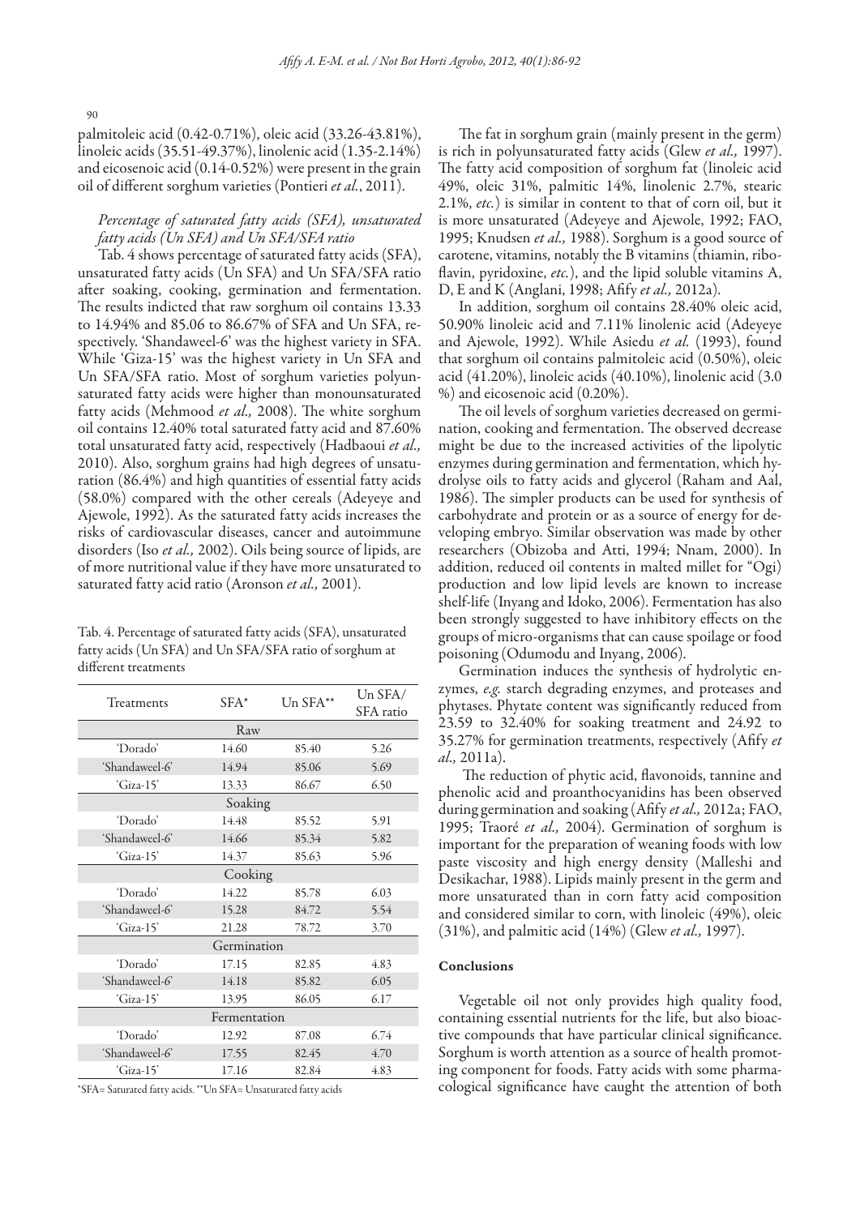palmitoleic acid (0.42-0.71%), oleic acid (33.26-43.81%), linoleic acids (35.51-49.37%), linolenic acid (1.35-2.14%) and eicosenoic acid (0.14-0.52%) were present in the grain oil of different sorghum varieties (Pontieri *et al.*, 2011).

### *Percentage of saturated fatty acids (SFA), unsaturated fatty acids (Un SFA) and Un SFA/SFA ratio*

Tab. 4 shows percentage of saturated fatty acids (SFA), unsaturated fatty acids (Un SFA) and Un SFA/SFA ratio after soaking, cooking, germination and fermentation. The results indicted that raw sorghum oil contains 13.33 to 14.94% and 85.06 to 86.67% of SFA and Un SFA, respectively. 'Shandaweel-6' was the highest variety in SFA. While 'Giza-15' was the highest variety in Un SFA and Un SFA/SFA ratio. Most of sorghum varieties polyunsaturated fatty acids were higher than monounsaturated fatty acids (Mehmood *et al.,* 2008). The white sorghum oil contains 12.40% total saturated fatty acid and 87.60% total unsaturated fatty acid, respectively (Hadbaoui *et al.,* 2010). Also, sorghum grains had high degrees of unsaturation (86.4%) and high quantities of essential fatty acids (58.0%) compared with the other cereals (Adeyeye and Ajewole, 1992). As the saturated fatty acids increases the risks of cardiovascular diseases, cancer and autoimmune disorders (Iso *et al.,* 2002). Oils being source of lipids, are of more nutritional value if they have more unsaturated to saturated fatty acid ratio (Aronson *et al.,* 2001).

Tab. 4. Percentage of saturated fatty acids (SFA), unsaturated fatty acids (Un SFA) and Un SFA/SFA ratio of sorghum at different treatments

| Treatments | SFA* | Un SFA** | Un SFA/ SFA ratio |
|---|---|---|---|
| Raw | | | |
| 'Dorado' | 14.60 | 85.40 | 5.26 |
| 'Shandaweel-6' | 14.94 | 85.06 | 5.69 |
| 'Giza-15' | 13.33 | 86.67 | 6.50 |
| Soaking | | | |
| 'Dorado' | 14.48 | 85.52 | 5.91 |
| 'Shandaweel-6' | 14.66 | 85.34 | 5.82 |
| 'Giza-15' | 14.37 | 85.63 | 5.96 |
| Cooking | | | |
| 'Dorado' | 14.22 | 85.78 | 6.03 |
| 'Shandaweel-6' | 15.28 | 84.72 | 5.54 |
| 'Giza-15' | 21.28 | 78.72 | 3.70 |
| Germination | | | |
| 'Dorado' | 17.15 | 82.85 | 4.83 |
| 'Shandaweel-6' | 14.18 | 85.82 | 6.05 |
| 'Giza-15' | 13.95 | 86.05 | 6.17 |
| Fermentation | | | |
| 'Dorado' | 12.92 | 87.08 | 6.74 |
| 'Shandaweel-6' | 17.55 | 82.45 | 4.70 |
| 'Giza-15' | 17.16 | 82.84 | 4.83 |

*SFA= Saturated fatty acids. **Un SFA= Unsaturated fatty acids

The fat in sorghum grain (mainly present in the germ) is rich in polyunsaturated fatty acids (Glew *et al.,* 1997). The fatty acid composition of sorghum fat (linoleic acid 49%, oleic 31%, palmitic 14%, linolenic 2.7%, stearic 2.1%, *etc.*) is similar in content to that of corn oil, but it is more unsaturated (Adeyeye and Ajewole, 1992; FAO, 1995; Knudsen *et al.,* 1988). Sorghum is a good source of carotene, vitamins, notably the B vitamins (thiamin, riboflavin, pyridoxine, *etc.*), and the lipid soluble vitamins A, D, E and K (Anglani, 1998; Afify *et al.,* 2012a).

In addition, sorghum oil contains 28.40% oleic acid, 50.90% linoleic acid and 7.11% linolenic acid (Adeyeye and Ajewole, 1992). While Asiedu *et al.* (1993), found that sorghum oil contains palmitoleic acid (0.50%), oleic acid (41.20%), linoleic acids (40.10%), linolenic acid (3.0 %) and eicosenoic acid (0.20%).

The oil levels of sorghum varieties decreased on germination, cooking and fermentation. The observed decrease might be due to the increased activities of the lipolytic enzymes during germination and fermentation, which hydrolyse oils to fatty acids and glycerol (Raham and Aal, 1986). The simpler products can be used for synthesis of carbohydrate and protein or as a source of energy for developing embryo. Similar observation was made by other researchers (Obizoba and Atti, 1994; Nnam, 2000). In addition, reduced oil contents in malted millet for "Ogi) production and low lipid levels are known to increase shelf-life (Inyang and Idoko, 2006). Fermentation has also been strongly suggested to have inhibitory effects on the groups of micro-organisms that can cause spoilage or food poisoning (Odumodu and Inyang, 2006).

Germination induces the synthesis of hydrolytic enzymes, *e.g.* starch degrading enzymes, and proteases and phytases. Phytate content was significantly reduced from 23.59 to 32.40% for soaking treatment and 24.92 to 35.27% for germination treatments, respectively (Afify *et al.,* 2011a).

The reduction of phytic acid, flavonoids, tannine and phenolic acid and proanthocyanidins has been observed during germination and soaking (Afify *et al.,* 2012a; FAO, 1995; Traoré *et al.,* 2004). Germination of sorghum is important for the preparation of weaning foods with low paste viscosity and high energy density (Malleshi and Desikachar, 1988). Lipids mainly present in the germ and more unsaturated than in corn fatty acid composition and considered similar to corn, with linoleic (49%), oleic (31%), and palmitic acid (14%) (Glew *et al.,* 1997).

## Conclusions

Vegetable oil not only provides high quality food, containing essential nutrients for the life, but also bioactive compounds that have particular clinical significance. Sorghum is worth attention as a source of health promoting component for foods. Fatty acids with some pharmacological significance have caught the attention of both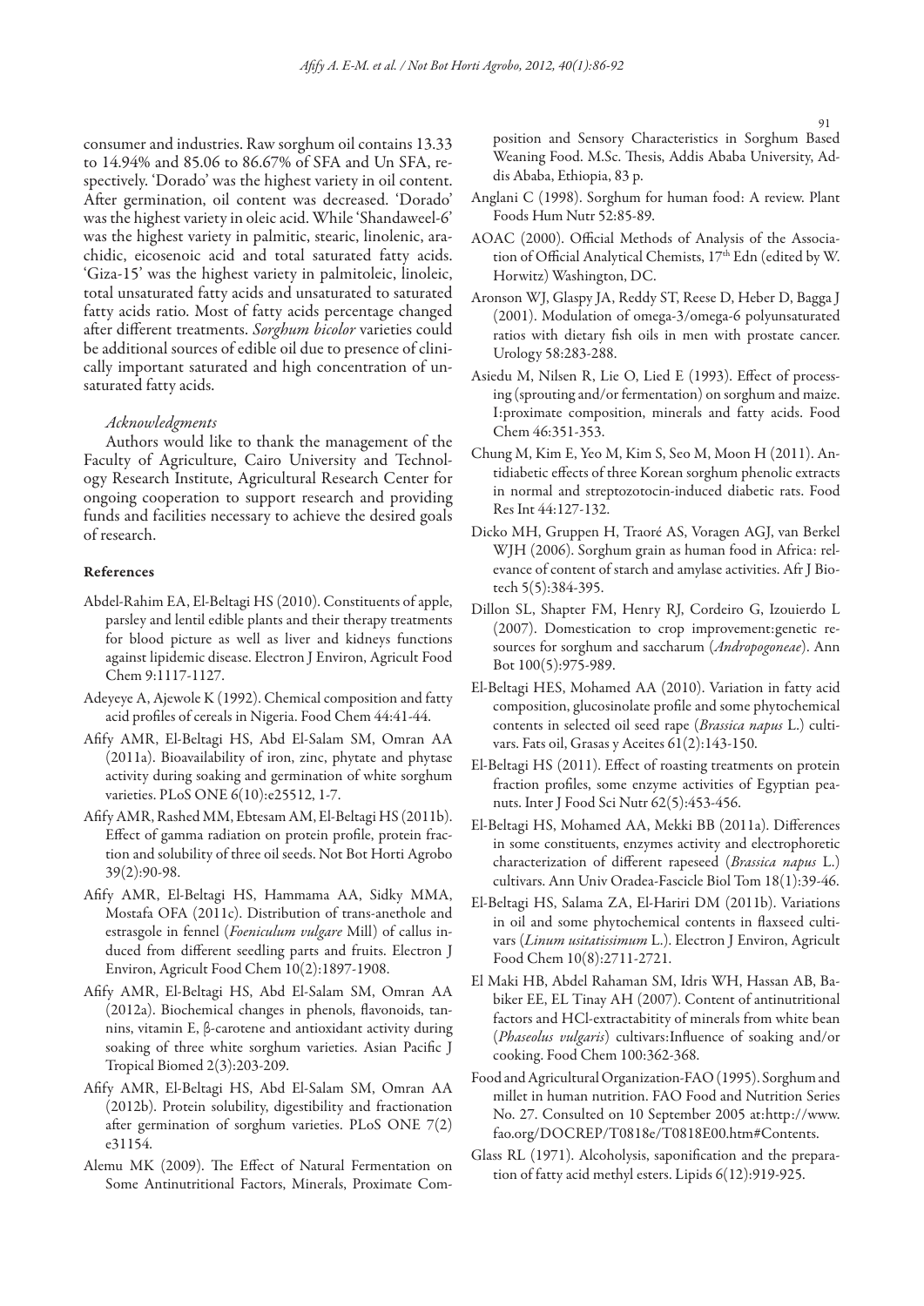consumer and industries. Raw sorghum oil contains 13.33 to 14.94% and 85.06 to 86.67% of SFA and Un SFA, respectively. 'Dorado' was the highest variety in oil content. After germination, oil content was decreased. 'Dorado' was the highest variety in oleic acid. While 'Shandaweel-6' was the highest variety in palmitic, stearic, linolenic, arachidic, eicosenoic acid and total saturated fatty acids. 'Giza-15' was the highest variety in palmitoleic, linoleic, total unsaturated fatty acids and unsaturated to saturated fatty acids ratio. Most of fatty acids percentage changed after different treatments. *Sorghum bicolor* varieties could be additional sources of edible oil due to presence of clinically important saturated and high concentration of unsaturated fatty acids.

### *Acknowledgments*

Authors would like to thank the management of the Faculty of Agriculture, Cairo University and Technology Research Institute, Agricultural Research Center for ongoing cooperation to support research and providing funds and facilities necessary to achieve the desired goals of research.

## References

- Abdel-Rahim EA, El-Beltagi HS (2010). Constituents of apple, parsley and lentil edible plants and their therapy treatments for blood picture as well as liver and kidneys functions against lipidemic disease. Electron J Environ, Agricult Food Chem 9:1117-1127.
- Adeyeye A, Ajewole K (1992). Chemical composition and fatty acid profiles of cereals in Nigeria. Food Chem 44:41-44.
- Afify AMR, El-Beltagi HS, Abd El-Salam SM, Omran AA (2011a). Bioavailability of iron, zinc, phytate and phytase activity during soaking and germination of white sorghum varieties. PLoS ONE 6(10):e25512, 1-7.
- Afify AMR, Rashed MM, Ebtesam AM, El-Beltagi HS (2011b). Effect of gamma radiation on protein profile, protein fraction and solubility of three oil seeds. Not Bot Horti Agrobo 39(2):90-98.
- Afify AMR, El-Beltagi HS, Hammama AA, Sidky MMA, Mostafa OFA (2011c). Distribution of trans-anethole and estrasgole in fennel (*Foeniculum vulgare* Mill) of callus induced from different seedling parts and fruits. Electron J Environ, Agricult Food Chem 10(2):1897-1908.
- Afify AMR, El-Beltagi HS, Abd El-Salam SM, Omran AA (2012a). Biochemical changes in phenols, flavonoids, tannins, vitamin E, β-carotene and antioxidant activity during soaking of three white sorghum varieties. Asian Pacific J Tropical Biomed 2(3):203-209.
- Afify AMR, El-Beltagi HS, Abd El-Salam SM, Omran AA (2012b). Protein solubility, digestibility and fractionation after germination of sorghum varieties. PLoS ONE 7(2) e31154.
- Alemu MK (2009). The Effect of Natural Fermentation on Some Antinutritional Factors, Minerals, Proximate Composition and Sensory Characteristics in Sorghum Based Weaning Food. M.Sc. Thesis, Addis Ababa University, Addis Ababa, Ethiopia, 83 p.
- Anglani C (1998). Sorghum for human food: A review. Plant Foods Hum Nutr 52:85-89.
- AOAC (2000). Official Methods of Analysis of the Association of Official Analytical Chemists, 17th Edn (edited by W. Horwitz) Washington, DC.
- Aronson WJ, Glaspy JA, Reddy ST, Reese D, Heber D, Bagga J (2001). Modulation of omega-3/omega-6 polyunsaturated ratios with dietary fish oils in men with prostate cancer. Urology 58:283-288.
- Asiedu M, Nilsen R, Lie O, Lied E (1993). Effect of processing (sprouting and/or fermentation) on sorghum and maize. I:proximate composition, minerals and fatty acids. Food Chem 46:351-353.
- Chung M, Kim E, Yeo M, Kim S, Seo M, Moon H (2011). Antidiabetic effects of three Korean sorghum phenolic extracts in normal and streptozotocin-induced diabetic rats. Food Res Int 44:127-132.
- Dicko MH, Gruppen H, Traoré AS, Voragen AGJ, van Berkel WJH (2006). Sorghum grain as human food in Africa: relevance of content of starch and amylase activities. Afr J Biotech 5(5):384-395.
- Dillon SL, Shapter FM, Henry RJ, Cordeiro G, Izouierdo L (2007). Domestication to crop improvement:genetic resources for sorghum and saccharum (*Andropogoneae*). Ann Bot 100(5):975-989.
- El-Beltagi HES, Mohamed AA (2010). Variation in fatty acid composition, glucosinolate profile and some phytochemical contents in selected oil seed rape (*Brassica napus* L.) cultivars. Fats oil, Grasas y Aceites 61(2):143-150.
- El-Beltagi HS (2011). Effect of roasting treatments on protein fraction profiles, some enzyme activities of Egyptian peanuts. Inter J Food Sci Nutr 62(5):453-456.
- El-Beltagi HS, Mohamed AA, Mekki BB (2011a). Differences in some constituents, enzymes activity and electrophoretic characterization of different rapeseed (*Brassica napus* L.) cultivars. Ann Univ Oradea-Fascicle Biol Tom 18(1):39-46.
- El-Beltagi HS, Salama ZA, El-Hariri DM (2011b). Variations in oil and some phytochemical contents in flaxseed cultivars (*Linum usitatissimum* L.). Electron J Environ, Agricult Food Chem 10(8):2711-2721.
- El Maki HB, Abdel Rahaman SM, Idris WH, Hassan AB, Babiker EE, EL Tinay AH (2007). Content of antinutritional factors and HCl-extractabitity of minerals from white bean (*Phaseolus vulgaris*) cultivars:Influence of soaking and/or cooking. Food Chem 100:362-368.
- Food and Agricultural Organization-FAO (1995). Sorghum and millet in human nutrition. FAO Food and Nutrition Series No. 27. Consulted on 10 September 2005 at:http://www.fao.org/DOCREP/T0818e/T0818E00.htm#Contents.
- Glass RL (1971). Alcoholysis, saponification and the preparation of fatty acid methyl esters. Lipids 6(12):919-925.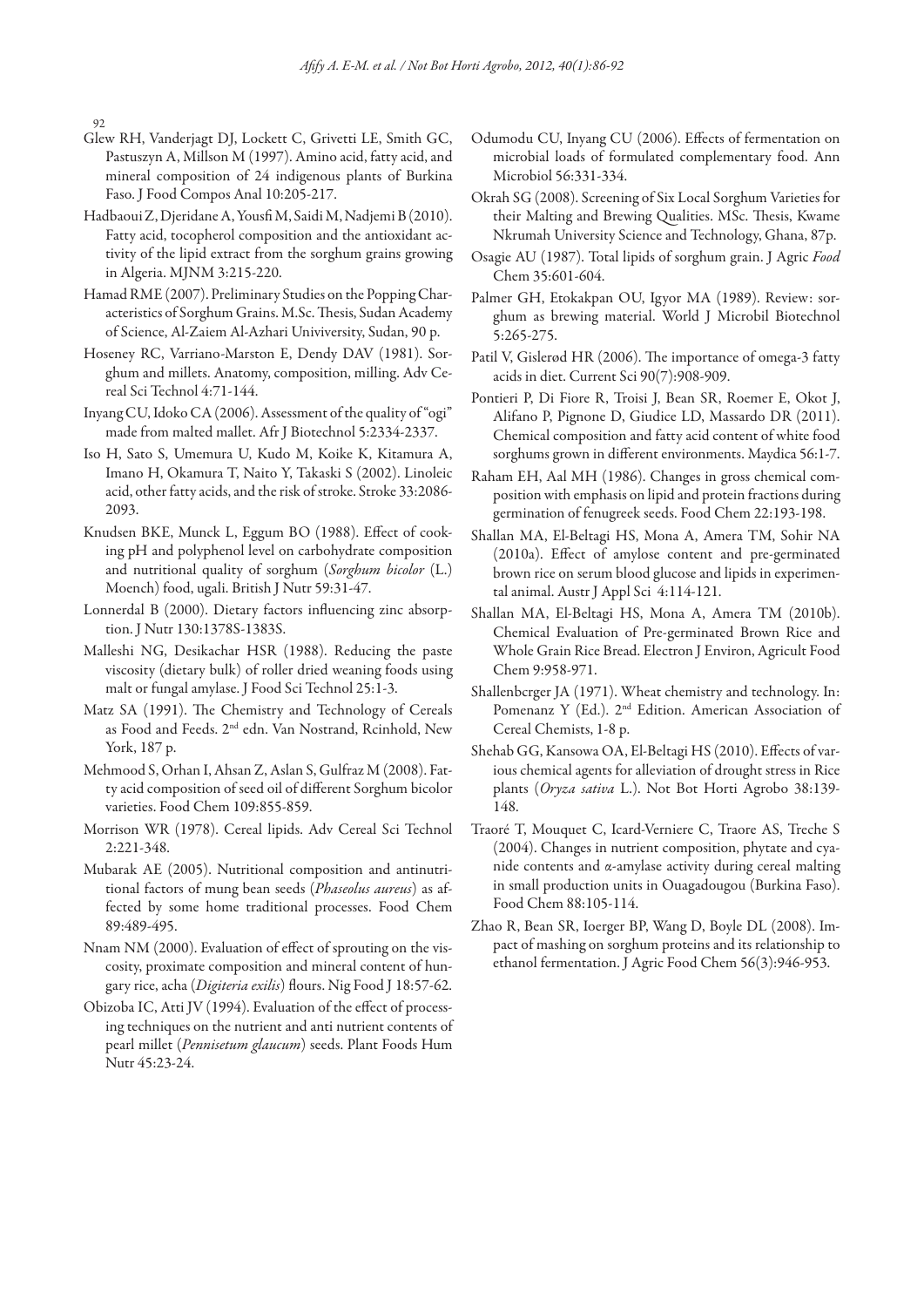Glew RH, Vanderjagt DJ, Lockett C, Grivetti LE, Smith GC, Pastuszyn A, Millson M (1997). Amino acid, fatty acid, and mineral composition of 24 indigenous plants of Burkina Faso. J Food Compos Anal 10:205-217.

Hadbaoui Z, Djeridane A, Yousfi M, Saidi M, Nadjemi B (2010). Fatty acid, tocopherol composition and the antioxidant activity of the lipid extract from the sorghum grains growing in Algeria. MJNM 3:215-220.

Hamad RME (2007). Preliminary Studies on the Popping Characteristics of Sorghum Grains. M.Sc. Thesis, Sudan Academy of Science, Al-Zaiem Al-Azhari Univiversity, Sudan, 90 p.

Hoseney RC, Varriano-Marston E, Dendy DAV (1981). Sorghum and millets. Anatomy, composition, milling. Adv Cereal Sci Technol 4:71-144.

Inyang CU, Idoko CA (2006). Assessment of the quality of "ogi" made from malted mallet. Afr J Biotechnol 5:2334-2337.

Iso H, Sato S, Umemura U, Kudo M, Koike K, Kitamura A, Imano H, Okamura T, Naito Y, Takaski S (2002). Linoleic acid, other fatty acids, and the risk of stroke. Stroke 33:2086-2093.

Knudsen BKE, Munck L, Eggum BO (1988). Effect of cooking pH and polyphenol level on carbohydrate composition and nutritional quality of sorghum (*Sorghum bicolor* (L.) Moench) food, ugali. British J Nutr 59:31-47.

Lonnerdal B (2000). Dietary factors influencing zinc absorption. J Nutr 130:1378S-1383S.

Malleshi NG, Desikachar HSR (1988). Reducing the paste viscosity (dietary bulk) of roller dried weaning foods using malt or fungal amylase. J Food Sci Technol 25:1-3.

Matz SA (1991). The Chemistry and Technology of Cereals as Food and Feeds. 2nd edn. Van Nostrand, Rcinhold, New York, 187 p.

Mehmood S, Orhan I, Ahsan Z, Aslan S, Gulfraz M (2008). Fatty acid composition of seed oil of different Sorghum bicolor varieties. Food Chem 109:855-859.

Morrison WR (1978). Cereal lipids. Adv Cereal Sci Technol 2:221-348.

Mubarak AE (2005). Nutritional composition and antinutritional factors of mung bean seeds (*Phaseolus aureus*) as affected by some home traditional processes. Food Chem 89:489-495.

Nnam NM (2000). Evaluation of effect of sprouting on the viscosity, proximate composition and mineral content of hungary rice, acha (*Digiteria exilis*) flours. Nig Food J 18:57-62.

Obizoba IC, Atti JV (1994). Evaluation of the effect of processing techniques on the nutrient and anti nutrient contents of pearl millet (*Pennisetum glaucum*) seeds. Plant Foods Hum Nutr 45:23-24.

Odumodu CU, Inyang CU (2006). Effects of fermentation on microbial loads of formulated complementary food. Ann Microbiol 56:331-334.

Okrah SG (2008). Screening of Six Local Sorghum Varieties for their Malting and Brewing Qualities. MSc. Thesis, Kwame Nkrumah University Science and Technology, Ghana, 87p.

Osagie AU (1987). Total lipids of sorghum grain. J Agric *Food* Chem 35:601-604.

Palmer GH, Etokakpan OU, Igyor MA (1989). Review: sorghum as brewing material. World J Microbil Biotechnol 5:265-275.

Patil V, Gislerød HR (2006). The importance of omega-3 fatty acids in diet. Current Sci 90(7):908-909.

Pontieri P, Di Fiore R, Troisi J, Bean SR, Roemer E, Okot J, Alifano P, Pignone D, Giudice LD, Massardo DR (2011). Chemical composition and fatty acid content of white food sorghums grown in different environments. Maydica 56:1-7.

Raham EH, Aal MH (1986). Changes in gross chemical composition with emphasis on lipid and protein fractions during germination of fenugreek seeds. Food Chem 22:193-198.

Shallan MA, El-Beltagi HS, Mona A, Amera TM, Sohir NA (2010a). Effect of amylose content and pre-germinated brown rice on serum blood glucose and lipids in experimental animal. Austr J Appl Sci 4:114-121.

Shallan MA, El-Beltagi HS, Mona A, Amera TM (2010b). Chemical Evaluation of Pre-germinated Brown Rice and Whole Grain Rice Bread. Electron J Environ, Agricult Food Chem 9:958-971.

Shallenbcrger JA (1971). Wheat chemistry and technology. In: Pomenanz Y (Ed.). 2nd Edition. American Association of Cereal Chemists, 1-8 p.

Shehab GG, Kansowa OA, El-Beltagi HS (2010). Effects of various chemical agents for alleviation of drought stress in Rice plants (*Oryza sativa* L.). Not Bot Horti Agrobo 38:139-148.

Traoré T, Mouquet C, Icard-Verniere C, Traore AS, Treche S (2004). Changes in nutrient composition, phytate and cyanide contents and α-amylase activity during cereal malting in small production units in Ouagadougou (Burkina Faso). Food Chem 88:105-114.

Zhao R, Bean SR, Ioerger BP, Wang D, Boyle DL (2008). Impact of mashing on sorghum proteins and its relationship to ethanol fermentation. J Agric Food Chem 56(3):946-953.